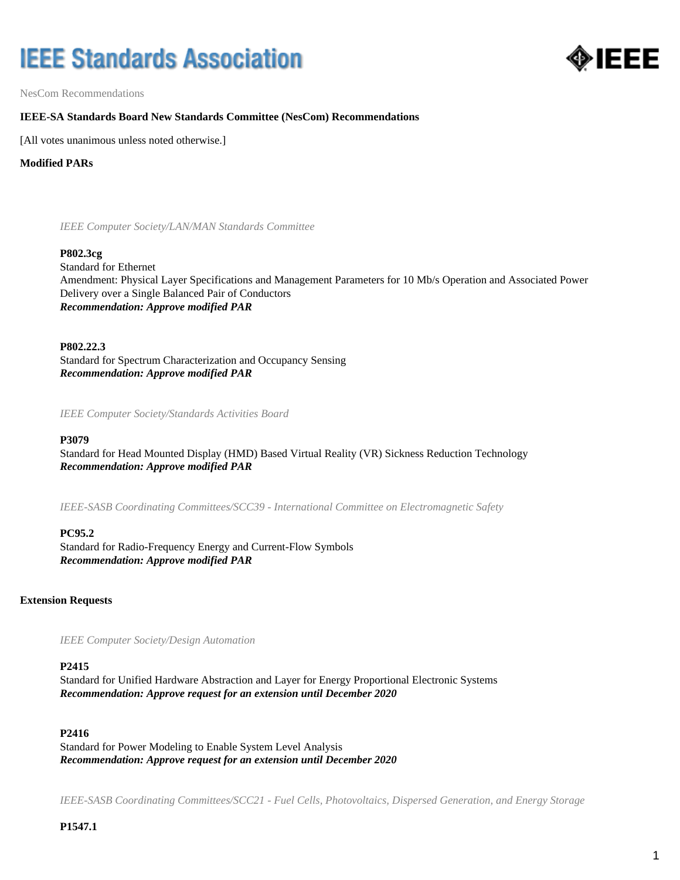# IEEE Standards Association

NesCom Recommendations

**IEEE-SA Standards Board New Standards Committee (NesCom) Recommendations**

[All votes unanimous unless noted otherwise.]

## Modified PARs

*IEEE Computer Society/LAN/MAN Standards Committee*

**P802.3cg**
Standard for Ethernet
Amendment: Physical Layer Specifications and Management Parameters for 10 Mb/s Operation and Associated Power Delivery over a Single Balanced Pair of Conductors
***Recommendation: Approve modified PAR***

**P802.22.3**
Standard for Spectrum Characterization and Occupancy Sensing
***Recommendation: Approve modified PAR***

*IEEE Computer Society/Standards Activities Board*

**P3079**
Standard for Head Mounted Display (HMD) Based Virtual Reality (VR) Sickness Reduction Technology
***Recommendation: Approve modified PAR***

*IEEE-SASB Coordinating Committees/SCC39 - International Committee on Electromagnetic Safety*

**PC95.2**
Standard for Radio-Frequency Energy and Current-Flow Symbols
***Recommendation: Approve modified PAR***

## Extension Requests

*IEEE Computer Society/Design Automation*

**P2415**
Standard for Unified Hardware Abstraction and Layer for Energy Proportional Electronic Systems
***Recommendation: Approve request for an extension until December 2020***

**P2416**
Standard for Power Modeling to Enable System Level Analysis
***Recommendation: Approve request for an extension until December 2020***

*IEEE-SASB Coordinating Committees/SCC21 - Fuel Cells, Photovoltaics, Dispersed Generation, and Energy Storage*

**P1547.1**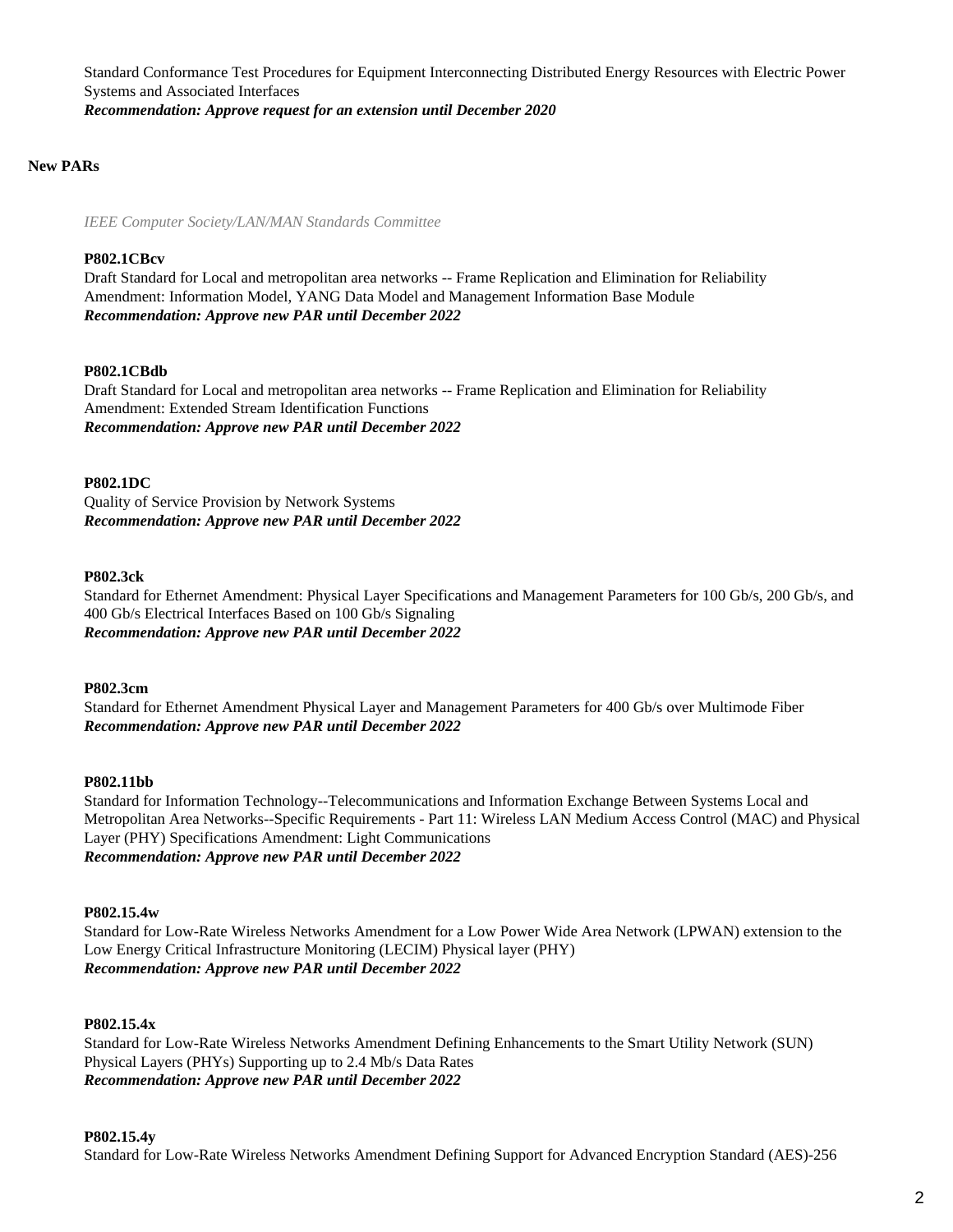Standard Conformance Test Procedures for Equipment Interconnecting Distributed Energy Resources with Electric Power Systems and Associated Interfaces
***Recommendation: Approve request for an extension until December 2020***

**New PARs**

*IEEE Computer Society/LAN/MAN Standards Committee*

**P802.1CBcv**
Draft Standard for Local and metropolitan area networks -- Frame Replication and Elimination for Reliability Amendment: Information Model, YANG Data Model and Management Information Base Module
***Recommendation: Approve new PAR until December 2022***

**P802.1CBdb**
Draft Standard for Local and metropolitan area networks -- Frame Replication and Elimination for Reliability Amendment: Extended Stream Identification Functions
***Recommendation: Approve new PAR until December 2022***

**P802.1DC**
Quality of Service Provision by Network Systems
***Recommendation: Approve new PAR until December 2022***

**P802.3ck**
Standard for Ethernet Amendment: Physical Layer Specifications and Management Parameters for 100 Gb/s, 200 Gb/s, and 400 Gb/s Electrical Interfaces Based on 100 Gb/s Signaling
***Recommendation: Approve new PAR until December 2022***

**P802.3cm**
Standard for Ethernet Amendment Physical Layer and Management Parameters for 400 Gb/s over Multimode Fiber
***Recommendation: Approve new PAR until December 2022***

**P802.11bb**
Standard for Information Technology--Telecommunications and Information Exchange Between Systems Local and Metropolitan Area Networks--Specific Requirements - Part 11: Wireless LAN Medium Access Control (MAC) and Physical Layer (PHY) Specifications Amendment: Light Communications
***Recommendation: Approve new PAR until December 2022***

**P802.15.4w**
Standard for Low-Rate Wireless Networks Amendment for a Low Power Wide Area Network (LPWAN) extension to the Low Energy Critical Infrastructure Monitoring (LECIM) Physical layer (PHY)
***Recommendation: Approve new PAR until December 2022***

**P802.15.4x**
Standard for Low-Rate Wireless Networks Amendment Defining Enhancements to the Smart Utility Network (SUN) Physical Layers (PHYs) Supporting up to 2.4 Mb/s Data Rates
***Recommendation: Approve new PAR until December 2022***

**P802.15.4y**
Standard for Low-Rate Wireless Networks Amendment Defining Support for Advanced Encryption Standard (AES)-256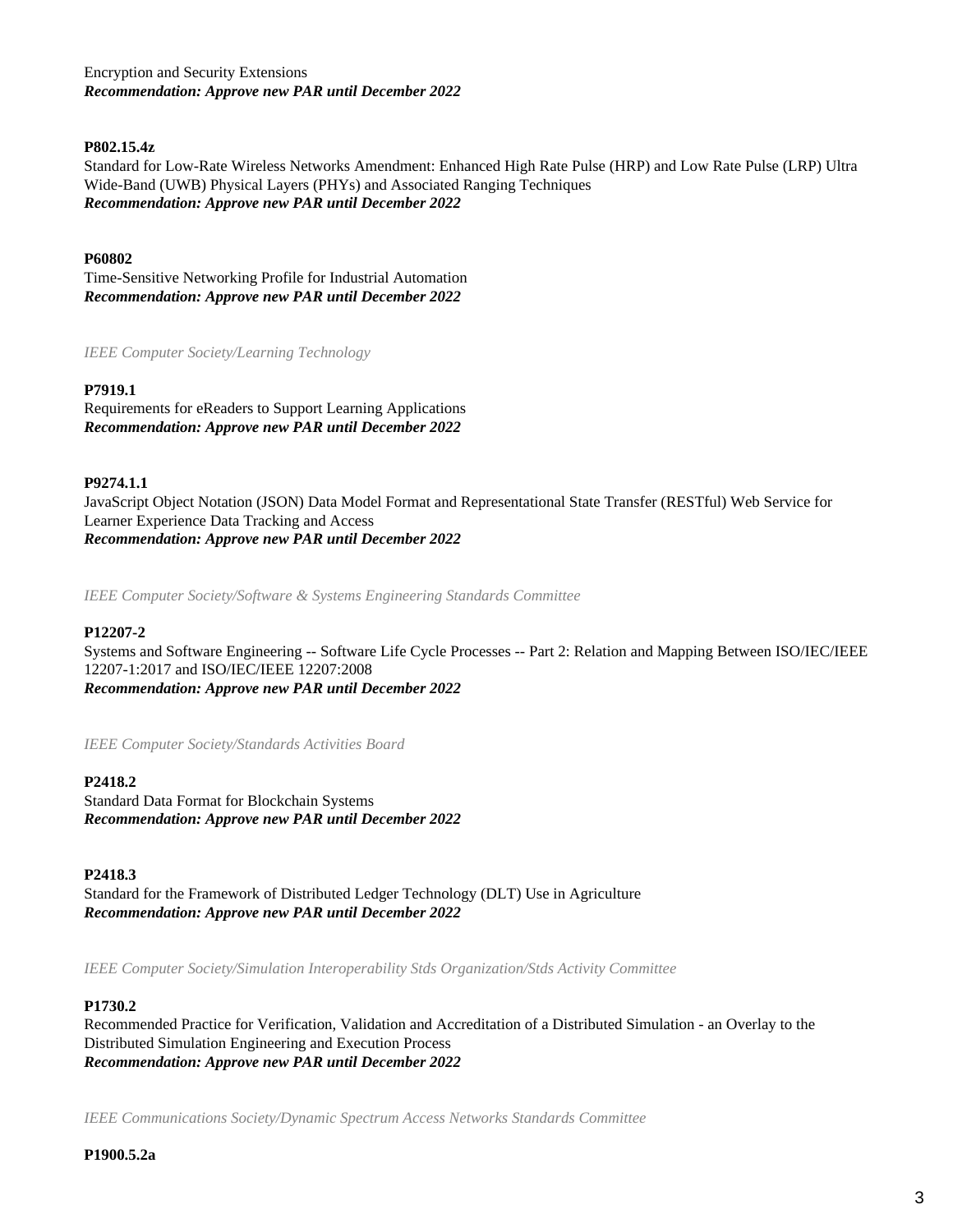Encryption and Security Extensions
***Recommendation: Approve new PAR until December 2022***

**P802.15.4z**
Standard for Low-Rate Wireless Networks Amendment: Enhanced High Rate Pulse (HRP) and Low Rate Pulse (LRP) Ultra Wide-Band (UWB) Physical Layers (PHYs) and Associated Ranging Techniques
***Recommendation: Approve new PAR until December 2022***

**P60802**
Time-Sensitive Networking Profile for Industrial Automation
***Recommendation: Approve new PAR until December 2022***

*IEEE Computer Society/Learning Technology*

**P7919.1**
Requirements for eReaders to Support Learning Applications
***Recommendation: Approve new PAR until December 2022***

**P9274.1.1**
JavaScript Object Notation (JSON) Data Model Format and Representational State Transfer (RESTful) Web Service for Learner Experience Data Tracking and Access
***Recommendation: Approve new PAR until December 2022***

*IEEE Computer Society/Software & Systems Engineering Standards Committee*

**P12207-2**
Systems and Software Engineering -- Software Life Cycle Processes -- Part 2: Relation and Mapping Between ISO/IEC/IEEE 12207-1:2017 and ISO/IEC/IEEE 12207:2008
***Recommendation: Approve new PAR until December 2022***

*IEEE Computer Society/Standards Activities Board*

**P2418.2**
Standard Data Format for Blockchain Systems
***Recommendation: Approve new PAR until December 2022***

**P2418.3**
Standard for the Framework of Distributed Ledger Technology (DLT) Use in Agriculture
***Recommendation: Approve new PAR until December 2022***

*IEEE Computer Society/Simulation Interoperability Stds Organization/Stds Activity Committee*

**P1730.2**
Recommended Practice for Verification, Validation and Accreditation of a Distributed Simulation - an Overlay to the Distributed Simulation Engineering and Execution Process
***Recommendation: Approve new PAR until December 2022***

*IEEE Communications Society/Dynamic Spectrum Access Networks Standards Committee*

**P1900.5.2a**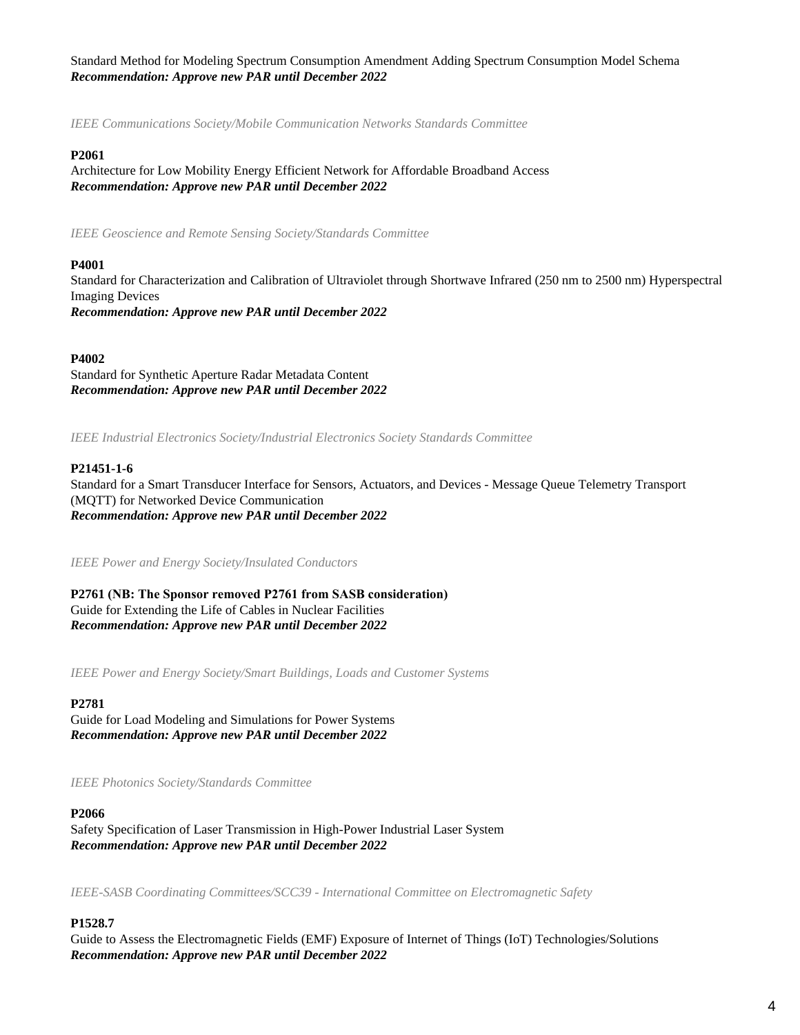Standard Method for Modeling Spectrum Consumption Amendment Adding Spectrum Consumption Model Schema
***Recommendation: Approve new PAR until December 2022***

*IEEE Communications Society/Mobile Communication Networks Standards Committee*

**P2061**
Architecture for Low Mobility Energy Efficient Network for Affordable Broadband Access
***Recommendation: Approve new PAR until December 2022***

*IEEE Geoscience and Remote Sensing Society/Standards Committee*

**P4001**
Standard for Characterization and Calibration of Ultraviolet through Shortwave Infrared (250 nm to 2500 nm) Hyperspectral Imaging Devices
***Recommendation: Approve new PAR until December 2022***

**P4002**
Standard for Synthetic Aperture Radar Metadata Content
***Recommendation: Approve new PAR until December 2022***

*IEEE Industrial Electronics Society/Industrial Electronics Society Standards Committee*

**P21451-1-6**
Standard for a Smart Transducer Interface for Sensors, Actuators, and Devices - Message Queue Telemetry Transport (MQTT) for Networked Device Communication
***Recommendation: Approve new PAR until December 2022***

*IEEE Power and Energy Society/Insulated Conductors*

**P2761 (NB: The Sponsor removed P2761 from SASB consideration)**
Guide for Extending the Life of Cables in Nuclear Facilities
***Recommendation: Approve new PAR until December 2022***

*IEEE Power and Energy Society/Smart Buildings, Loads and Customer Systems*

**P2781**
Guide for Load Modeling and Simulations for Power Systems
***Recommendation: Approve new PAR until December 2022***

*IEEE Photonics Society/Standards Committee*

**P2066**
Safety Specification of Laser Transmission in High-Power Industrial Laser System
***Recommendation: Approve new PAR until December 2022***

*IEEE-SASB Coordinating Committees/SCC39 - International Committee on Electromagnetic Safety*

**P1528.7**
Guide to Assess the Electromagnetic Fields (EMF) Exposure of Internet of Things (IoT) Technologies/Solutions
***Recommendation: Approve new PAR until December 2022***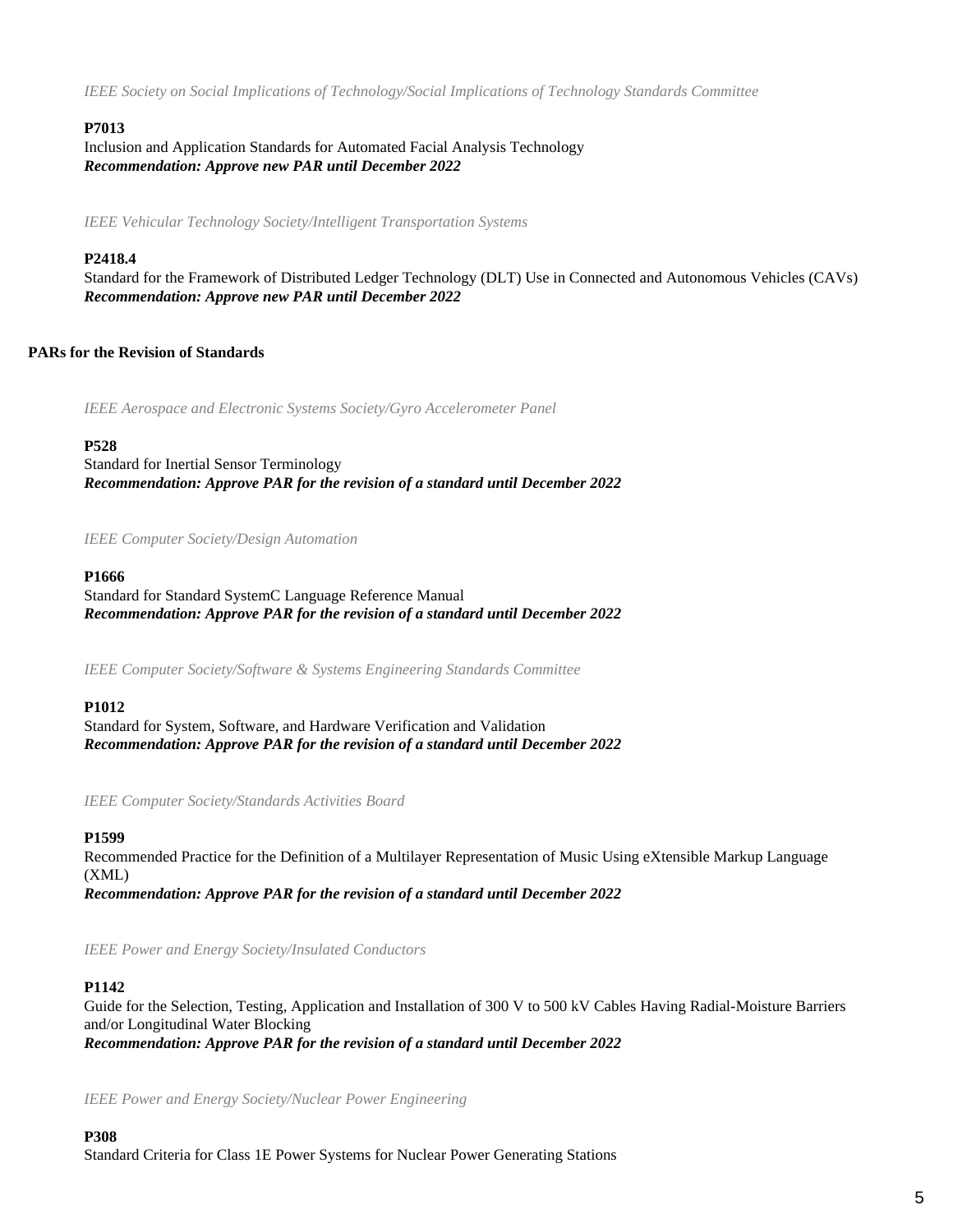*IEEE Society on Social Implications of Technology/Social Implications of Technology Standards Committee*

**P7013**
Inclusion and Application Standards for Automated Facial Analysis Technology
***Recommendation: Approve new PAR until December 2022***

*IEEE Vehicular Technology Society/Intelligent Transportation Systems*

**P2418.4**
Standard for the Framework of Distributed Ledger Technology (DLT) Use in Connected and Autonomous Vehicles (CAVs)
***Recommendation: Approve new PAR until December 2022***

**PARs for the Revision of Standards**

*IEEE Aerospace and Electronic Systems Society/Gyro Accelerometer Panel*

**P528**
Standard for Inertial Sensor Terminology
***Recommendation: Approve PAR for the revision of a standard until December 2022***

*IEEE Computer Society/Design Automation*

**P1666**
Standard for Standard SystemC Language Reference Manual
***Recommendation: Approve PAR for the revision of a standard until December 2022***

*IEEE Computer Society/Software & Systems Engineering Standards Committee*

**P1012**
Standard for System, Software, and Hardware Verification and Validation
***Recommendation: Approve PAR for the revision of a standard until December 2022***

*IEEE Computer Society/Standards Activities Board*

**P1599**
Recommended Practice for the Definition of a Multilayer Representation of Music Using eXtensible Markup Language (XML)
***Recommendation: Approve PAR for the revision of a standard until December 2022***

*IEEE Power and Energy Society/Insulated Conductors*

**P1142**
Guide for the Selection, Testing, Application and Installation of 300 V to 500 kV Cables Having Radial-Moisture Barriers and/or Longitudinal Water Blocking
***Recommendation: Approve PAR for the revision of a standard until December 2022***

*IEEE Power and Energy Society/Nuclear Power Engineering*

**P308**
Standard Criteria for Class 1E Power Systems for Nuclear Power Generating Stations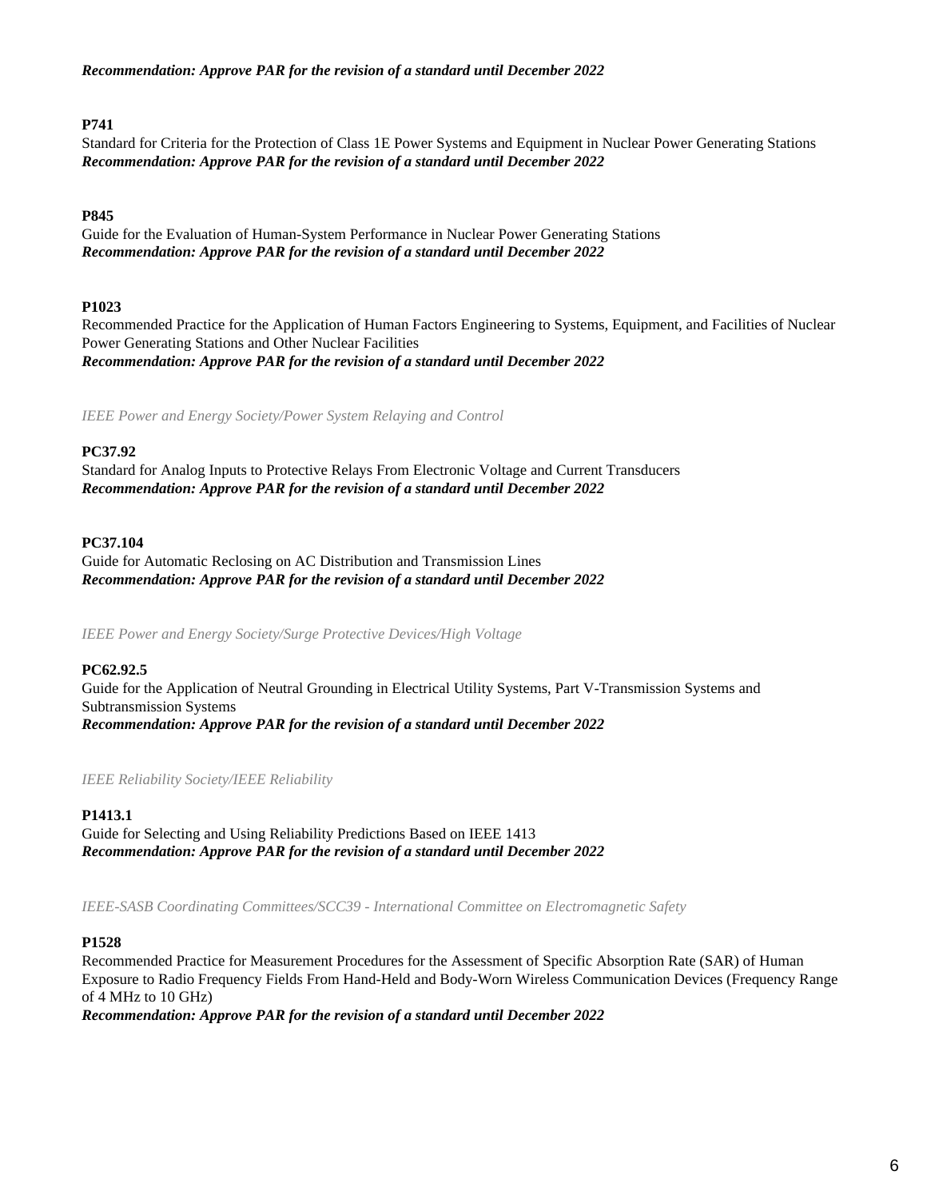***Recommendation: Approve PAR for the revision of a standard until December 2022***

**P741**

Standard for Criteria for the Protection of Class 1E Power Systems and Equipment in Nuclear Power Generating Stations
***Recommendation: Approve PAR for the revision of a standard until December 2022***

**P845**

Guide for the Evaluation of Human-System Performance in Nuclear Power Generating Stations
***Recommendation: Approve PAR for the revision of a standard until December 2022***

**P1023**

Recommended Practice for the Application of Human Factors Engineering to Systems, Equipment, and Facilities of Nuclear Power Generating Stations and Other Nuclear Facilities
***Recommendation: Approve PAR for the revision of a standard until December 2022***

*IEEE Power and Energy Society/Power System Relaying and Control*

**PC37.92**

Standard for Analog Inputs to Protective Relays From Electronic Voltage and Current Transducers
***Recommendation: Approve PAR for the revision of a standard until December 2022***

**PC37.104**

Guide for Automatic Reclosing on AC Distribution and Transmission Lines
***Recommendation: Approve PAR for the revision of a standard until December 2022***

*IEEE Power and Energy Society/Surge Protective Devices/High Voltage*

**PC62.92.5**

Guide for the Application of Neutral Grounding in Electrical Utility Systems, Part V-Transmission Systems and Subtransmission Systems
***Recommendation: Approve PAR for the revision of a standard until December 2022***

*IEEE Reliability Society/IEEE Reliability*

**P1413.1**

Guide for Selecting and Using Reliability Predictions Based on IEEE 1413
***Recommendation: Approve PAR for the revision of a standard until December 2022***

*IEEE-SASB Coordinating Committees/SCC39 - International Committee on Electromagnetic Safety*

**P1528**

Recommended Practice for Measurement Procedures for the Assessment of Specific Absorption Rate (SAR) of Human Exposure to Radio Frequency Fields From Hand-Held and Body-Worn Wireless Communication Devices (Frequency Range of 4 MHz to 10 GHz)
***Recommendation: Approve PAR for the revision of a standard until December 2022***